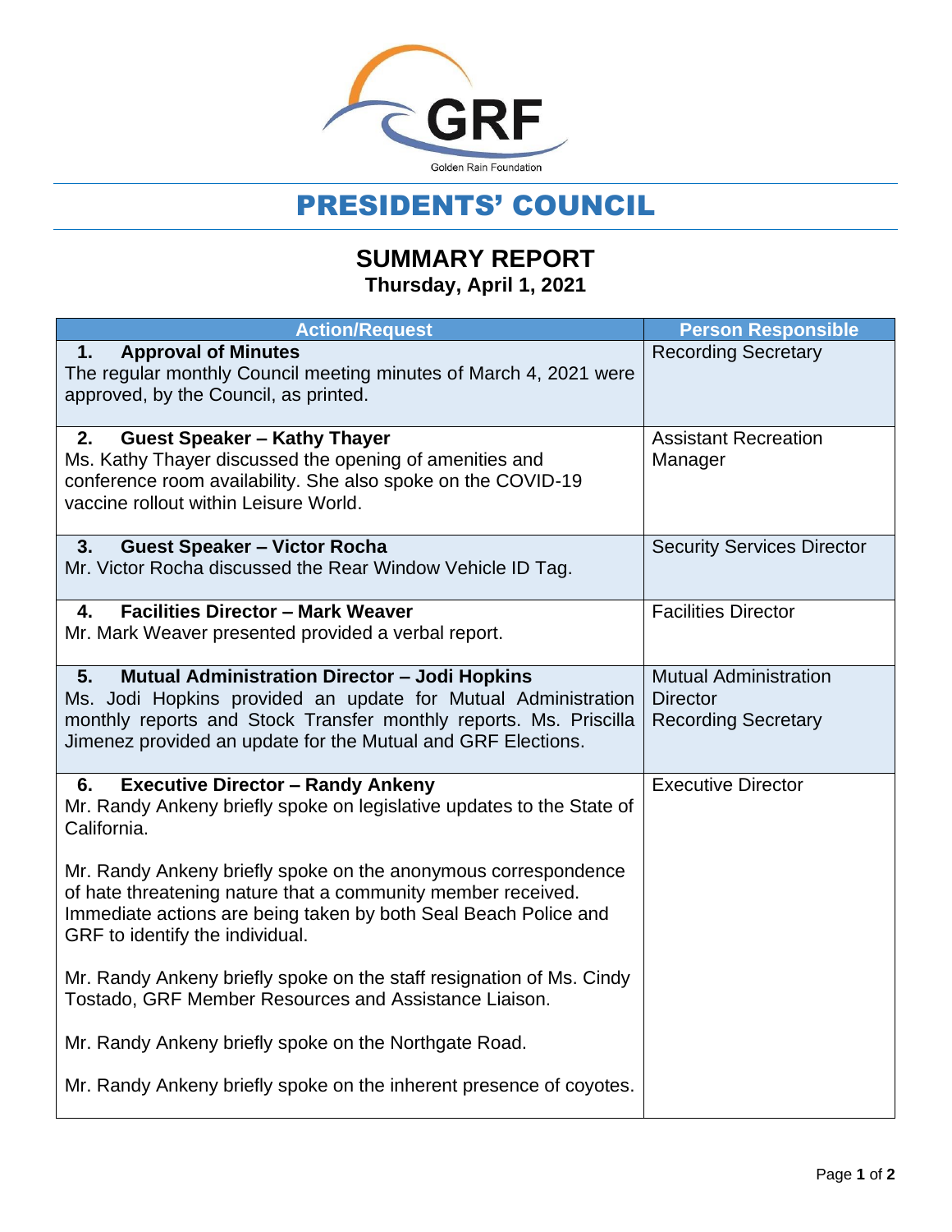Golden Rain Foundation

# PRESIDENTS' COUNCIL

## SUMMARY REPORT

**Thursday, April 1, 2021**

| Action/Request | Person Responsible |
|---|---|
| **1. Approval of Minutes**<br>The regular monthly Council meeting minutes of March 4, 2021 were approved, by the Council, as printed. | Recording Secretary |
| **2. Guest Speaker – Kathy Thayer**<br>Ms. Kathy Thayer discussed the opening of amenities and conference room availability. She also spoke on the COVID-19 vaccine rollout within Leisure World. | Assistant Recreation Manager |
| **3. Guest Speaker – Victor Rocha**<br>Mr. Victor Rocha discussed the Rear Window Vehicle ID Tag. | Security Services Director |
| **4. Facilities Director – Mark Weaver**<br>Mr. Mark Weaver presented provided a verbal report. | Facilities Director |
| **5. Mutual Administration Director – Jodi Hopkins**<br>Ms. Jodi Hopkins provided an update for Mutual Administration monthly reports and Stock Transfer monthly reports. Ms. Priscilla Jimenez provided an update for the Mutual and GRF Elections. | Mutual Administration Director<br>Recording Secretary |
| **6. Executive Director – Randy Ankeny**<br>Mr. Randy Ankeny briefly spoke on legislative updates to the State of California.<br><br>Mr. Randy Ankeny briefly spoke on the anonymous correspondence of hate threatening nature that a community member received. Immediate actions are being taken by both Seal Beach Police and GRF to identify the individual.<br><br>Mr. Randy Ankeny briefly spoke on the staff resignation of Ms. Cindy Tostado, GRF Member Resources and Assistance Liaison.<br><br>Mr. Randy Ankeny briefly spoke on the Northgate Road.<br><br>Mr. Randy Ankeny briefly spoke on the inherent presence of coyotes. | Executive Director |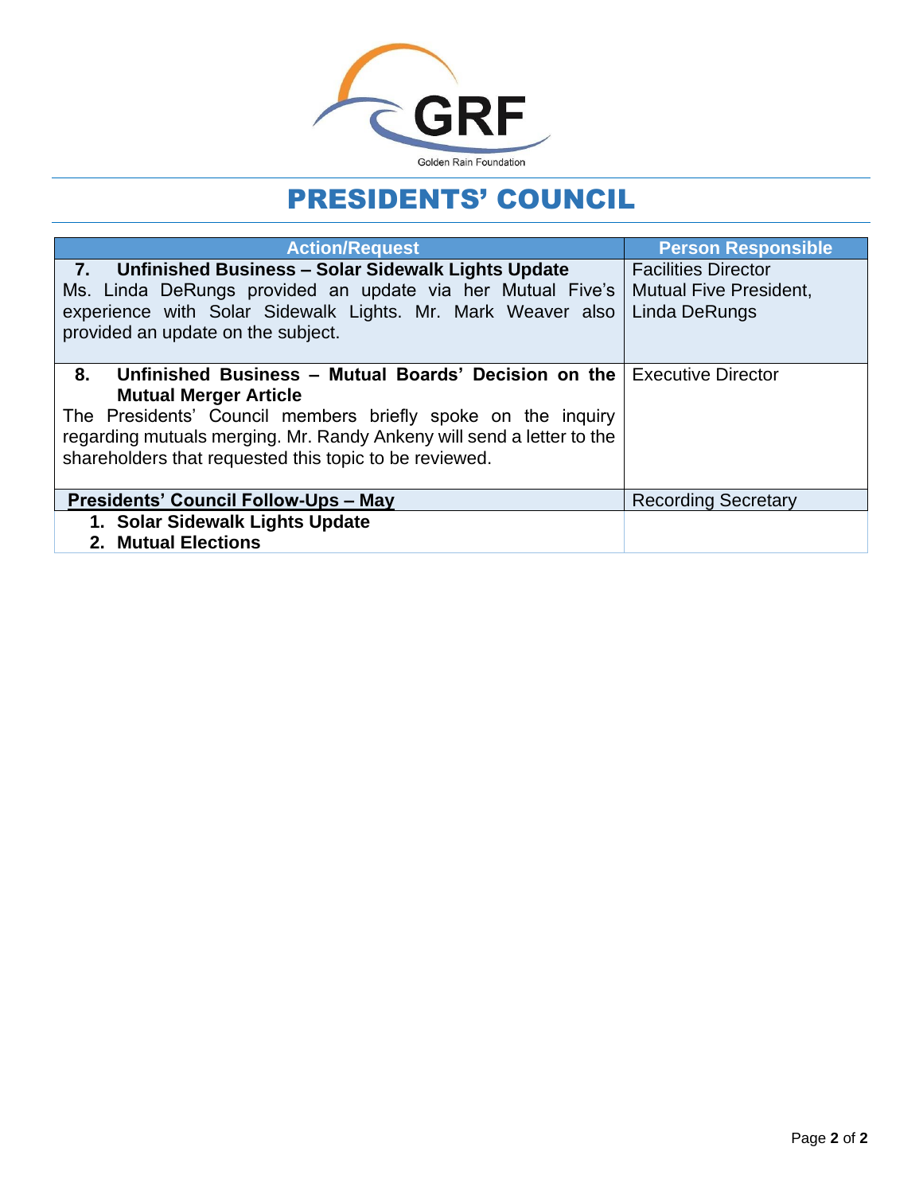Golden Rain Foundation

# PRESIDENTS' COUNCIL

| Action/Request | Person Responsible |
|---|---|
| **7. Unfinished Business – Solar Sidewalk Lights Update** Ms. Linda DeRungs provided an update via her Mutual Five's experience with Solar Sidewalk Lights. Mr. Mark Weaver also provided an update on the subject. | Facilities Director Mutual Five President, Linda DeRungs |
| **8. Unfinished Business – Mutual Boards' Decision on the Mutual Merger Article** The Presidents' Council members briefly spoke on the inquiry regarding mutuals merging. Mr. Randy Ankeny will send a letter to the shareholders that requested this topic to be reviewed. | Executive Director |
| **Presidents' Council Follow-Ups – May** | Recording Secretary |
| **1. Solar Sidewalk Lights Update** **2. Mutual Elections** | |